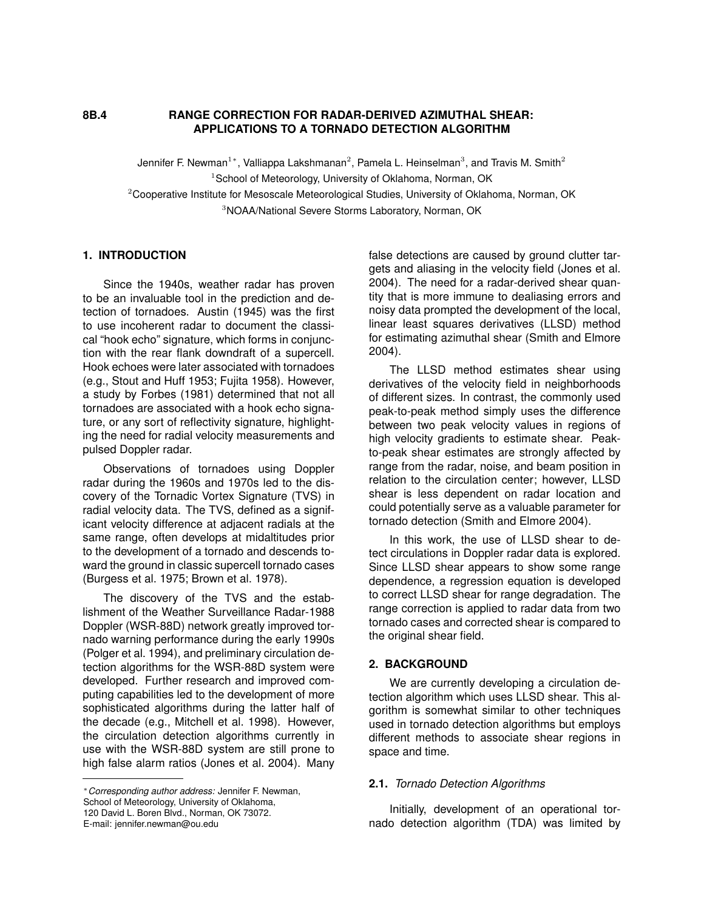# 8B.4 RANGE CORRECTION FOR RADAR-DERIVED AZIMUTHAL SHEAR: APPLICATIONS TO A TORNADO DETECTION ALGORITHM

Jennifer F. Newman[1*], Valliappa Lakshmanan[2], Pamela L. Heinselman[3], and Travis M. Smith[2]

[1]School of Meteorology, University of Oklahoma, Norman, OK

[2]Cooperative Institute for Mesoscale Meteorological Studies, University of Oklahoma, Norman, OK

[3]NOAA/National Severe Storms Laboratory, Norman, OK

## 1. INTRODUCTION

Since the 1940s, weather radar has proven to be an invaluable tool in the prediction and detection of tornadoes. Austin (1945) was the first to use incoherent radar to document the classical "hook echo" signature, which forms in conjunction with the rear flank downdraft of a supercell. Hook echoes were later associated with tornadoes (e.g., Stout and Huff 1953; Fujita 1958). However, a study by Forbes (1981) determined that not all tornadoes are associated with a hook echo signature, or any sort of reflectivity signature, highlighting the need for radial velocity measurements and pulsed Doppler radar.

Observations of tornadoes using Doppler radar during the 1960s and 1970s led to the discovery of the Tornadic Vortex Signature (TVS) in radial velocity data. The TVS, defined as a significant velocity difference at adjacent radials at the same range, often develops at midaltitudes prior to the development of a tornado and descends toward the ground in classic supercell tornado cases (Burgess et al. 1975; Brown et al. 1978).

The discovery of the TVS and the establishment of the Weather Surveillance Radar-1988 Doppler (WSR-88D) network greatly improved tornado warning performance during the early 1990s (Polger et al. 1994), and preliminary circulation detection algorithms for the WSR-88D system were developed. Further research and improved computing capabilities led to the development of more sophisticated algorithms during the latter half of the decade (e.g., Mitchell et al. 1998). However, the circulation detection algorithms currently in use with the WSR-88D system are still prone to high false alarm ratios (Jones et al. 2004). Many false detections are caused by ground clutter targets and aliasing in the velocity field (Jones et al. 2004). The need for a radar-derived shear quantity that is more immune to dealiasing errors and noisy data prompted the development of the local, linear least squares derivatives (LLSD) method for estimating azimuthal shear (Smith and Elmore 2004).

The LLSD method estimates shear using derivatives of the velocity field in neighborhoods of different sizes. In contrast, the commonly used peak-to-peak method simply uses the difference between two peak velocity values in regions of high velocity gradients to estimate shear. Peak-to-peak shear estimates are strongly affected by range from the radar, noise, and beam position in relation to the circulation center; however, LLSD shear is less dependent on radar location and could potentially serve as a valuable parameter for tornado detection (Smith and Elmore 2004).

In this work, the use of LLSD shear to detect circulations in Doppler radar data is explored. Since LLSD shear appears to show some range dependence, a regression equation is developed to correct LLSD shear for range degradation. The range correction is applied to radar data from two tornado cases and corrected shear is compared to the original shear field.

## 2. BACKGROUND

We are currently developing a circulation detection algorithm which uses LLSD shear. This algorithm is somewhat similar to other techniques used in tornado detection algorithms but employs different methods to associate shear regions in space and time.

### 2.1. *Tornado Detection Algorithms*

Initially, development of an operational tornado detection algorithm (TDA) was limited by

---

*\* Corresponding author address:* Jennifer F. Newman, School of Meteorology, University of Oklahoma, 120 David L. Boren Blvd., Norman, OK 73072. E-mail: jennifer.newman@ou.edu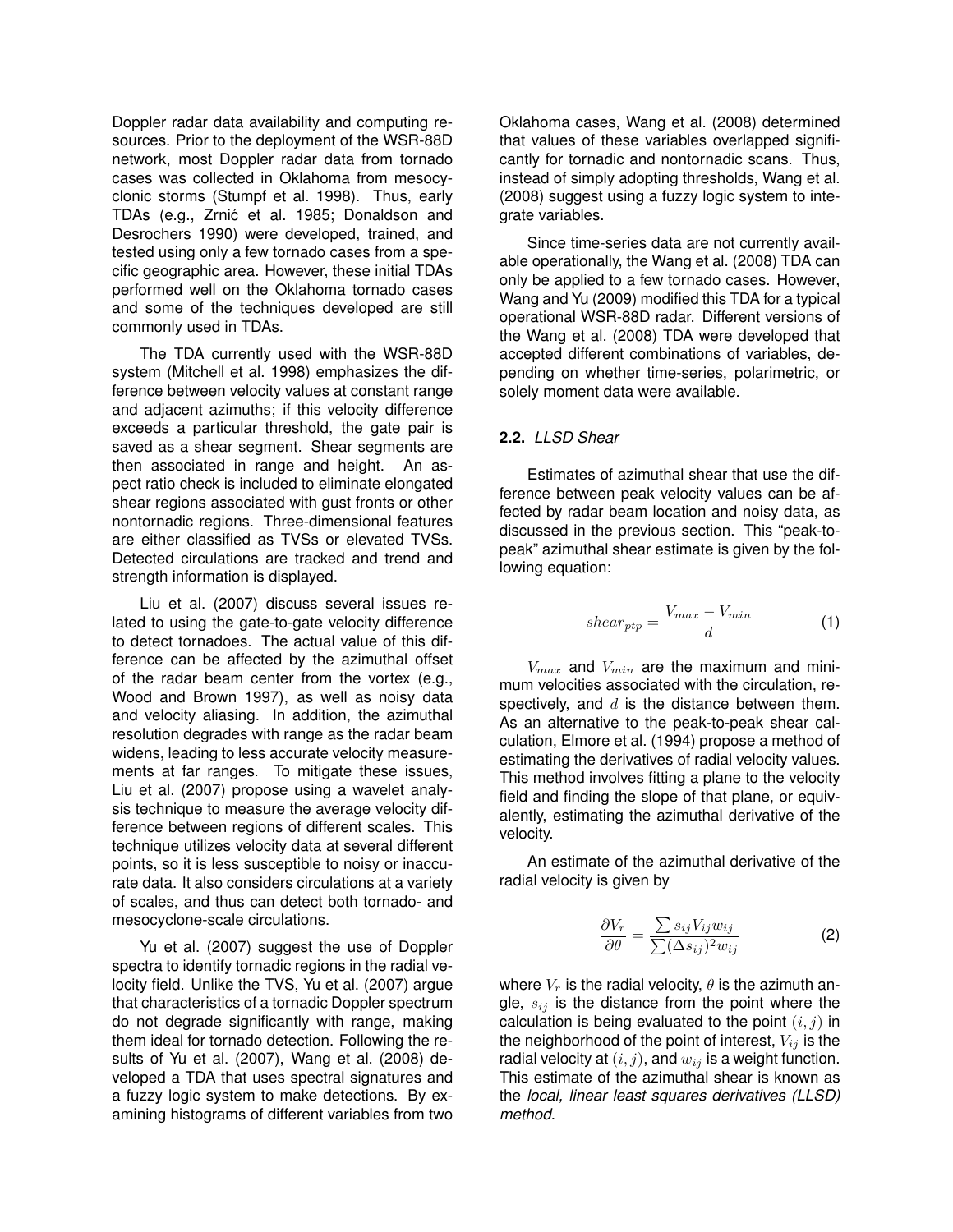Doppler radar data availability and computing resources. Prior to the deployment of the WSR-88D network, most Doppler radar data from tornado cases was collected in Oklahoma from mesocyclonic storms (Stumpf et al. 1998). Thus, early TDAs (e.g., Zrnić et al. 1985; Donaldson and Desrochers 1990) were developed, trained, and tested using only a few tornado cases from a specific geographic area. However, these initial TDAs performed well on the Oklahoma tornado cases and some of the techniques developed are still commonly used in TDAs.

The TDA currently used with the WSR-88D system (Mitchell et al. 1998) emphasizes the difference between velocity values at constant range and adjacent azimuths; if this velocity difference exceeds a particular threshold, the gate pair is saved as a shear segment. Shear segments are then associated in range and height. An aspect ratio check is included to eliminate elongated shear regions associated with gust fronts or other nontornadic regions. Three-dimensional features are either classified as TVSs or elevated TVSs. Detected circulations are tracked and trend and strength information is displayed.

Liu et al. (2007) discuss several issues related to using the gate-to-gate velocity difference to detect tornadoes. The actual value of this difference can be affected by the azimuthal offset of the radar beam center from the vortex (e.g., Wood and Brown 1997), as well as noisy data and velocity aliasing. In addition, the azimuthal resolution degrades with range as the radar beam widens, leading to less accurate velocity measurements at far ranges. To mitigate these issues, Liu et al. (2007) propose using a wavelet analysis technique to measure the average velocity difference between regions of different scales. This technique utilizes velocity data at several different points, so it is less susceptible to noisy or inaccurate data. It also considers circulations at a variety of scales, and thus can detect both tornado- and mesocyclone-scale circulations.

Yu et al. (2007) suggest the use of Doppler spectra to identify tornadic regions in the radial velocity field. Unlike the TVS, Yu et al. (2007) argue that characteristics of a tornadic Doppler spectrum do not degrade significantly with range, making them ideal for tornado detection. Following the results of Yu et al. (2007), Wang et al. (2008) developed a TDA that uses spectral signatures and a fuzzy logic system to make detections. By examining histograms of different variables from two Oklahoma cases, Wang et al. (2008) determined that values of these variables overlapped significantly for tornadic and nontornadic scans. Thus, instead of simply adopting thresholds, Wang et al. (2008) suggest using a fuzzy logic system to integrate variables.

Since time-series data are not currently available operationally, the Wang et al. (2008) TDA can only be applied to a few tornado cases. However, Wang and Yu (2009) modified this TDA for a typical operational WSR-88D radar. Different versions of the Wang et al. (2008) TDA were developed that accepted different combinations of variables, depending on whether time-series, polarimetric, or solely moment data were available.

### **2.2.** *LLSD Shear*

Estimates of azimuthal shear that use the difference between peak velocity values can be affected by radar beam location and noisy data, as discussed in the previous section. This "peak-to-peak" azimuthal shear estimate is given by the following equation:

$$shear_{ptp} = \frac{V_{max} - V_{min}}{d} \tag{1}$$

$V_{max}$ and $V_{min}$ are the maximum and minimum velocities associated with the circulation, respectively, and $d$ is the distance between them. As an alternative to the peak-to-peak shear calculation, Elmore et al. (1994) propose a method of estimating the derivatives of radial velocity values. This method involves fitting a plane to the velocity field and finding the slope of that plane, or equivalently, estimating the azimuthal derivative of the velocity.

An estimate of the azimuthal derivative of the radial velocity is given by

$$\frac{\partial V_r}{\partial \theta} = \frac{\sum s_{ij} V_{ij} w_{ij}}{\sum (\Delta s_{ij})^2 w_{ij}} \tag{2}$$

where $V_r$ is the radial velocity, $\theta$ is the azimuth angle, $s_{ij}$ is the distance from the point where the calculation is being evaluated to the point $(i, j)$ in the neighborhood of the point of interest, $V_{ij}$ is the radial velocity at $(i, j)$, and $w_{ij}$ is a weight function. This estimate of the azimuthal shear is known as the *local, linear least squares derivatives (LLSD) method.*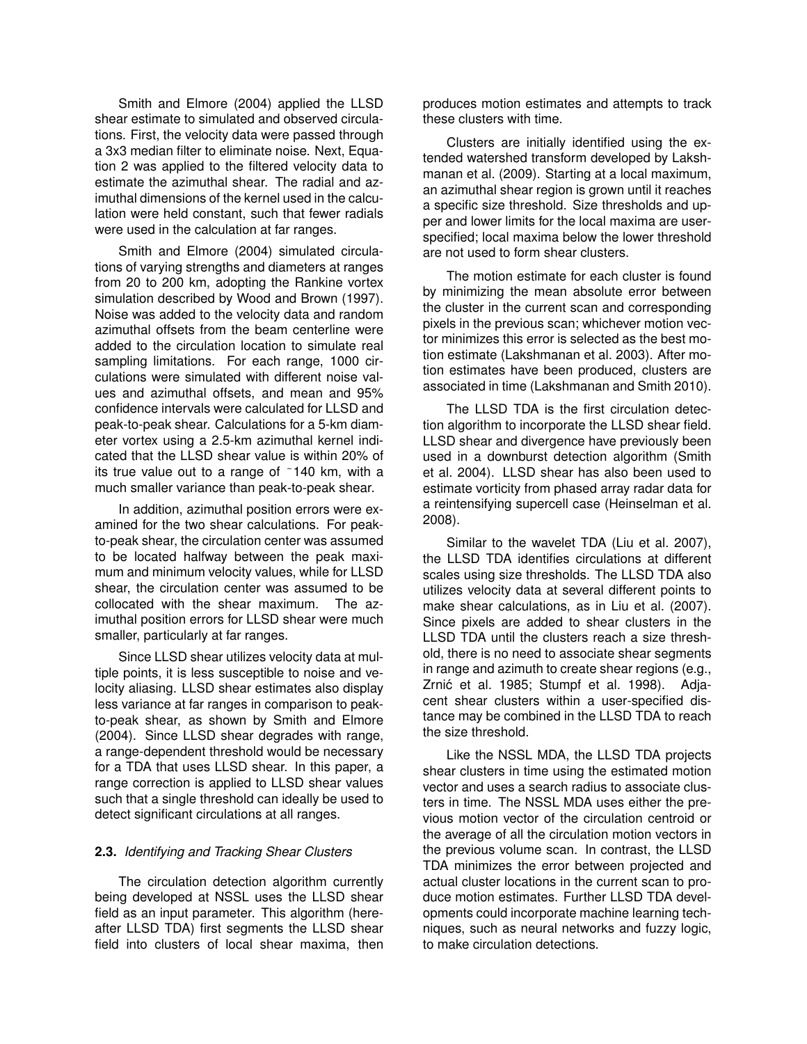Smith and Elmore (2004) applied the LLSD shear estimate to simulated and observed circulations. First, the velocity data were passed through a 3x3 median filter to eliminate noise. Next, Equation 2 was applied to the filtered velocity data to estimate the azimuthal shear. The radial and azimuthal dimensions of the kernel used in the calculation were held constant, such that fewer radials were used in the calculation at far ranges.

Smith and Elmore (2004) simulated circulations of varying strengths and diameters at ranges from 20 to 200 km, adopting the Rankine vortex simulation described by Wood and Brown (1997). Noise was added to the velocity data and random azimuthal offsets from the beam centerline were added to the circulation location to simulate real sampling limitations. For each range, 1000 circulations were simulated with different noise values and azimuthal offsets, and mean and 95% confidence intervals were calculated for LLSD and peak-to-peak shear. Calculations for a 5-km diameter vortex using a 2.5-km azimuthal kernel indicated that the LLSD shear value is within 20% of its true value out to a range of ~140 km, with a much smaller variance than peak-to-peak shear.

In addition, azimuthal position errors were examined for the two shear calculations. For peak-to-peak shear, the circulation center was assumed to be located halfway between the peak maximum and minimum velocity values, while for LLSD shear, the circulation center was assumed to be collocated with the shear maximum. The azimuthal position errors for LLSD shear were much smaller, particularly at far ranges.

Since LLSD shear utilizes velocity data at multiple points, it is less susceptible to noise and velocity aliasing. LLSD shear estimates also display less variance at far ranges in comparison to peak-to-peak shear, as shown by Smith and Elmore (2004). Since LLSD shear degrades with range, a range-dependent threshold would be necessary for a TDA that uses LLSD shear. In this paper, a range correction is applied to LLSD shear values such that a single threshold can ideally be used to detect significant circulations at all ranges.

### **2.3.** *Identifying and Tracking Shear Clusters*

The circulation detection algorithm currently being developed at NSSL uses the LLSD shear field as an input parameter. This algorithm (hereafter LLSD TDA) first segments the LLSD shear field into clusters of local shear maxima, then produces motion estimates and attempts to track these clusters with time.

Clusters are initially identified using the extended watershed transform developed by Lakshmanan et al. (2009). Starting at a local maximum, an azimuthal shear region is grown until it reaches a specific size threshold. Size thresholds and upper and lower limits for the local maxima are user-specified; local maxima below the lower threshold are not used to form shear clusters.

The motion estimate for each cluster is found by minimizing the mean absolute error between the cluster in the current scan and corresponding pixels in the previous scan; whichever motion vector minimizes this error is selected as the best motion estimate (Lakshmanan et al. 2003). After motion estimates have been produced, clusters are associated in time (Lakshmanan and Smith 2010).

The LLSD TDA is the first circulation detection algorithm to incorporate the LLSD shear field. LLSD shear and divergence have previously been used in a downburst detection algorithm (Smith et al. 2004). LLSD shear has also been used to estimate vorticity from phased array radar data for a reintensifying supercell case (Heinselman et al. 2008).

Similar to the wavelet TDA (Liu et al. 2007), the LLSD TDA identifies circulations at different scales using size thresholds. The LLSD TDA also utilizes velocity data at several different points to make shear calculations, as in Liu et al. (2007). Since pixels are added to shear clusters in the LLSD TDA until the clusters reach a size threshold, there is no need to associate shear segments in range and azimuth to create shear regions (e.g., Zrnić et al. 1985; Stumpf et al. 1998). Adjacent shear clusters within a user-specified distance may be combined in the LLSD TDA to reach the size threshold.

Like the NSSL MDA, the LLSD TDA projects shear clusters in time using the estimated motion vector and uses a search radius to associate clusters in time. The NSSL MDA uses either the previous motion vector of the circulation centroid or the average of all the circulation motion vectors in the previous volume scan. In contrast, the LLSD TDA minimizes the error between projected and actual cluster locations in the current scan to produce motion estimates. Further LLSD TDA developments could incorporate machine learning techniques, such as neural networks and fuzzy logic, to make circulation detections.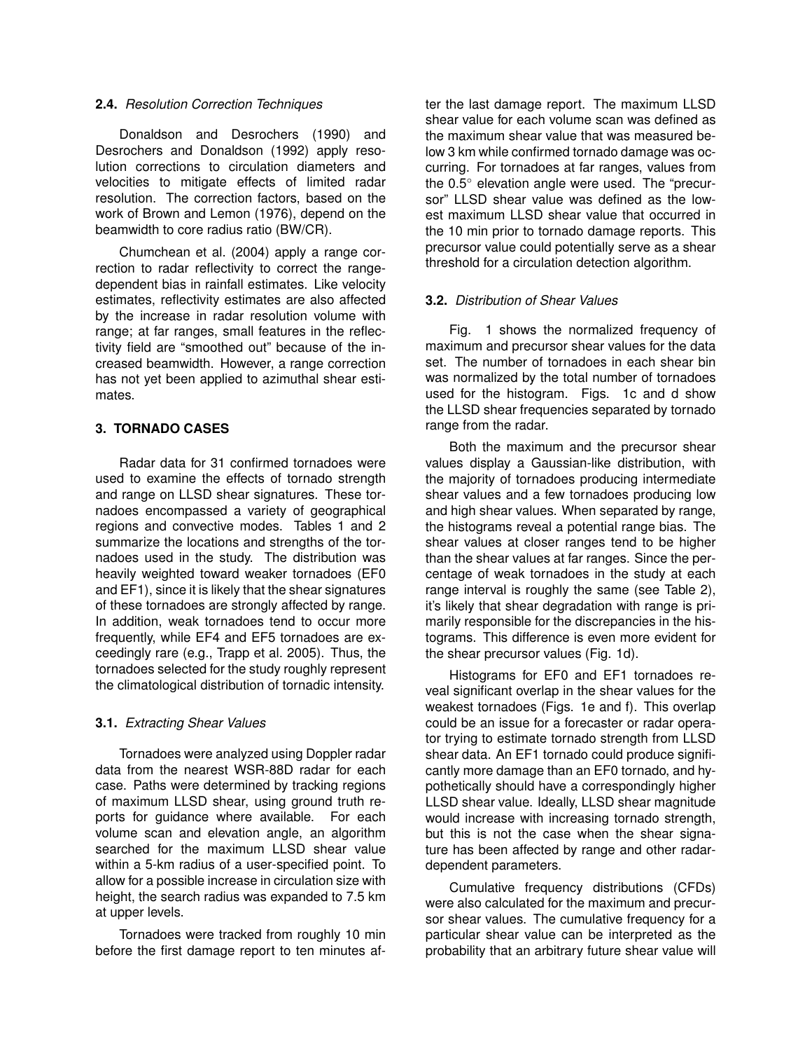### 2.4. *Resolution Correction Techniques*

Donaldson and Desrochers (1990) and Desrochers and Donaldson (1992) apply resolution corrections to circulation diameters and velocities to mitigate effects of limited radar resolution. The correction factors, based on the work of Brown and Lemon (1976), depend on the beamwidth to core radius ratio (BW/CR).

Chumchean et al. (2004) apply a range correction to radar reflectivity to correct the range-dependent bias in rainfall estimates. Like velocity estimates, reflectivity estimates are also affected by the increase in radar resolution volume with range; at far ranges, small features in the reflectivity field are "smoothed out" because of the increased beamwidth. However, a range correction has not yet been applied to azimuthal shear estimates.

## 3. TORNADO CASES

Radar data for 31 confirmed tornadoes were used to examine the effects of tornado strength and range on LLSD shear signatures. These tornadoes encompassed a variety of geographical regions and convective modes. Tables 1 and 2 summarize the locations and strengths of the tornadoes used in the study. The distribution was heavily weighted toward weaker tornadoes (EF0 and EF1), since it is likely that the shear signatures of these tornadoes are strongly affected by range. In addition, weak tornadoes tend to occur more frequently, while EF4 and EF5 tornadoes are exceedingly rare (e.g., Trapp et al. 2005). Thus, the tornadoes selected for the study roughly represent the climatological distribution of tornadic intensity.

### 3.1. *Extracting Shear Values*

Tornadoes were analyzed using Doppler radar data from the nearest WSR-88D radar for each case. Paths were determined by tracking regions of maximum LLSD shear, using ground truth reports for guidance where available. For each volume scan and elevation angle, an algorithm searched for the maximum LLSD shear value within a 5-km radius of a user-specified point. To allow for a possible increase in circulation size with height, the search radius was expanded to 7.5 km at upper levels.

Tornadoes were tracked from roughly 10 min before the first damage report to ten minutes after the last damage report. The maximum LLSD shear value for each volume scan was defined as the maximum shear value that was measured below 3 km while confirmed tornado damage was occurring. For tornadoes at far ranges, values from the 0.5° elevation angle were used. The "precursor" LLSD shear value was defined as the lowest maximum LLSD shear value that occurred in the 10 min prior to tornado damage reports. This precursor value could potentially serve as a shear threshold for a circulation detection algorithm.

### 3.2. *Distribution of Shear Values*

Fig. 1 shows the normalized frequency of maximum and precursor shear values for the data set. The number of tornadoes in each shear bin was normalized by the total number of tornadoes used for the histogram. Figs. 1c and d show the LLSD shear frequencies separated by tornado range from the radar.

Both the maximum and the precursor shear values display a Gaussian-like distribution, with the majority of tornadoes producing intermediate shear values and a few tornadoes producing low and high shear values. When separated by range, the histograms reveal a potential range bias. The shear values at closer ranges tend to be higher than the shear values at far ranges. Since the percentage of weak tornadoes in the study at each range interval is roughly the same (see Table 2), it's likely that shear degradation with range is primarily responsible for the discrepancies in the histograms. This difference is even more evident for the shear precursor values (Fig. 1d).

Histograms for EF0 and EF1 tornadoes reveal significant overlap in the shear values for the weakest tornadoes (Figs. 1e and f). This overlap could be an issue for a forecaster or radar operator trying to estimate tornado strength from LLSD shear data. An EF1 tornado could produce significantly more damage than an EF0 tornado, and hypothetically should have a correspondingly higher LLSD shear value. Ideally, LLSD shear magnitude would increase with increasing tornado strength, but this is not the case when the shear signature has been affected by range and other radar-dependent parameters.

Cumulative frequency distributions (CFDs) were also calculated for the maximum and precursor shear values. The cumulative frequency for a particular shear value can be interpreted as the probability that an arbitrary future shear value will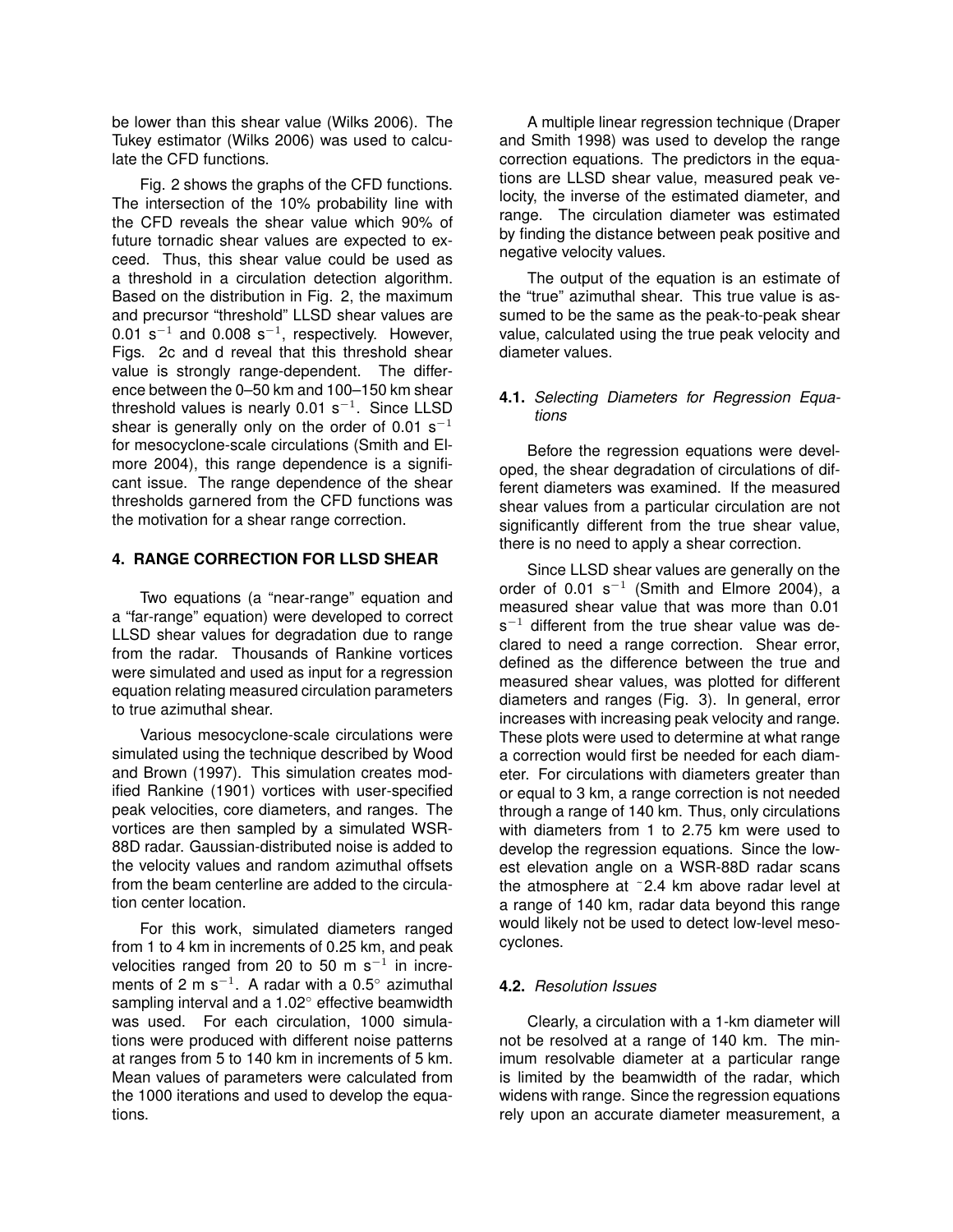be lower than this shear value (Wilks 2006). The Tukey estimator (Wilks 2006) was used to calculate the CFD functions.

Fig. 2 shows the graphs of the CFD functions. The intersection of the 10% probability line with the CFD reveals the shear value which 90% of future tornadic shear values are expected to exceed. Thus, this shear value could be used as a threshold in a circulation detection algorithm. Based on the distribution in Fig. 2, the maximum and precursor "threshold" LLSD shear values are 0.01 $\mathrm{s}^{-1}$ and 0.008 $\mathrm{s}^{-1}$, respectively. However, Figs. 2c and d reveal that this threshold shear value is strongly range-dependent. The difference between the 0–50 km and 100–150 km shear threshold values is nearly 0.01 $\mathrm{s}^{-1}$. Since LLSD shear is generally only on the order of 0.01 $\mathrm{s}^{-1}$ for mesocyclone-scale circulations (Smith and Elmore 2004), this range dependence is a significant issue. The range dependence of the shear thresholds garnered from the CFD functions was the motivation for a shear range correction.

## 4. RANGE CORRECTION FOR LLSD SHEAR

Two equations (a "near-range" equation and a "far-range" equation) were developed to correct LLSD shear values for degradation due to range from the radar. Thousands of Rankine vortices were simulated and used as input for a regression equation relating measured circulation parameters to true azimuthal shear.

Various mesocyclone-scale circulations were simulated using the technique described by Wood and Brown (1997). This simulation creates modified Rankine (1901) vortices with user-specified peak velocities, core diameters, and ranges. The vortices are then sampled by a simulated WSR-88D radar. Gaussian-distributed noise is added to the velocity values and random azimuthal offsets from the beam centerline are added to the circulation center location.

For this work, simulated diameters ranged from 1 to 4 km in increments of 0.25 km, and peak velocities ranged from 20 to 50 m $\mathrm{s}^{-1}$ in increments of 2 m $\mathrm{s}^{-1}$. A radar with a 0.5° azimuthal sampling interval and a 1.02° effective beamwidth was used. For each circulation, 1000 simulations were produced with different noise patterns at ranges from 5 to 140 km in increments of 5 km. Mean values of parameters were calculated from the 1000 iterations and used to develop the equations.

A multiple linear regression technique (Draper and Smith 1998) was used to develop the range correction equations. The predictors in the equations are LLSD shear value, measured peak velocity, the inverse of the estimated diameter, and range. The circulation diameter was estimated by finding the distance between peak positive and negative velocity values.

The output of the equation is an estimate of the "true" azimuthal shear. This true value is assumed to be the same as the peak-to-peak shear value, calculated using the true peak velocity and diameter values.

### 4.1. *Selecting Diameters for Regression Equations*

Before the regression equations were developed, the shear degradation of circulations of different diameters was examined. If the measured shear values from a particular circulation are not significantly different from the true shear value, there is no need to apply a shear correction.

Since LLSD shear values are generally on the order of 0.01 $\mathrm{s}^{-1}$ (Smith and Elmore 2004), a measured shear value that was more than 0.01 $\mathrm{s}^{-1}$ different from the true shear value was declared to need a range correction. Shear error, defined as the difference between the true and measured shear values, was plotted for different diameters and ranges (Fig. 3). In general, error increases with increasing peak velocity and range. These plots were used to determine at what range a correction would first be needed for each diameter. For circulations with diameters greater than or equal to 3 km, a range correction is not needed through a range of 140 km. Thus, only circulations with diameters from 1 to 2.75 km were used to develop the regression equations. Since the lowest elevation angle on a WSR-88D radar scans the atmosphere at ~2.4 km above radar level at a range of 140 km, radar data beyond this range would likely not be used to detect low-level mesocyclones.

### 4.2. *Resolution Issues*

Clearly, a circulation with a 1-km diameter will not be resolved at a range of 140 km. The minimum resolvable diameter at a particular range is limited by the beamwidth of the radar, which widens with range. Since the regression equations rely upon an accurate diameter measurement, a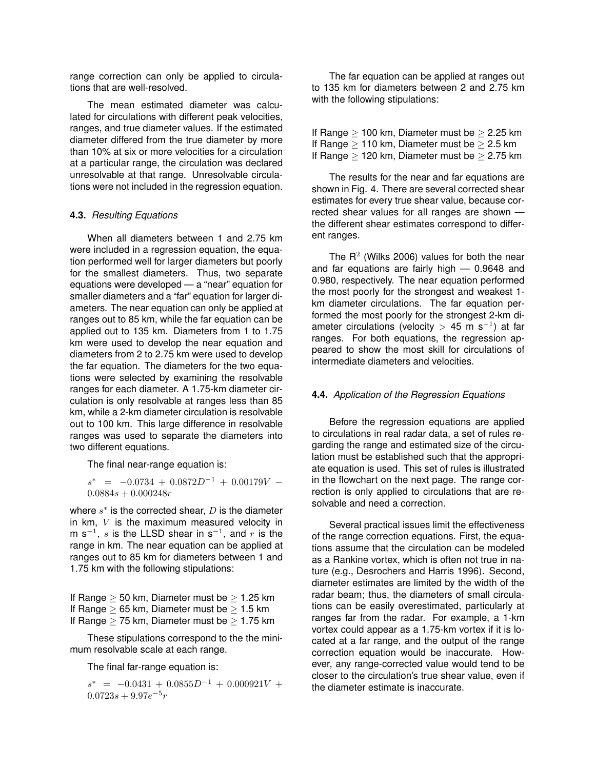range correction can only be applied to circulations that are well-resolved.

The mean estimated diameter was calculated for circulations with different peak velocities, ranges, and true diameter values. If the estimated diameter differed from the true diameter by more than 10% at six or more velocities for a circulation at a particular range, the circulation was declared unresolvable at that range. Unresolvable circulations were not included in the regression equation.

### 4.3. *Resulting Equations*

When all diameters between 1 and 2.75 km were included in a regression equation, the equation performed well for larger diameters but poorly for the smallest diameters. Thus, two separate equations were developed — a "near" equation for smaller diameters and a "far" equation for larger diameters. The near equation can only be applied at ranges out to 85 km, while the far equation can be applied out to 135 km. Diameters from 1 to 1.75 km were used to develop the near equation and diameters from 2 to 2.75 km were used to develop the far equation. The diameters for the two equations were selected by examining the resolvable ranges for each diameter. A 1.75-km diameter circulation is only resolvable at ranges less than 85 km, while a 2-km diameter circulation is resolvable out to 100 km. This large difference in resolvable ranges was used to separate the diameters into two different equations.

The final near-range equation is:

$$s^* = -0.0734 + 0.0872D^{-1} + 0.00179V - 0.0884s + 0.000248r$$

where $s^*$ is the corrected shear, $D$ is the diameter in km, $V$ is the maximum measured velocity in m s$^{-1}$, $s$ is the LLSD shear in s$^{-1}$, and $r$ is the range in km. The near equation can be applied at ranges out to 85 km for diameters between 1 and 1.75 km with the following stipulations:

If Range $\geq$ 50 km, Diameter must be $\geq$ 1.25 km
If Range $\geq$ 65 km, Diameter must be $\geq$ 1.5 km
If Range $\geq$ 75 km, Diameter must be $\geq$ 1.75 km

These stipulations correspond to the the minimum resolvable scale at each range.

The final far-range equation is:

$$s^* = -0.0431 + 0.0855D^{-1} + 0.000921V + 0.0723s + 9.97e^{-5}r$$

The far equation can be applied at ranges out to 135 km for diameters between 2 and 2.75 km with the following stipulations:

If Range $\geq$ 100 km, Diameter must be $\geq$ 2.25 km
If Range $\geq$ 110 km, Diameter must be $\geq$ 2.5 km
If Range $\geq$ 120 km, Diameter must be $\geq$ 2.75 km

The results for the near and far equations are shown in Fig. 4. There are several corrected shear estimates for every true shear value, because corrected shear values for all ranges are shown — the different shear estimates correspond to different ranges.

The $R^2$ (Wilks 2006) values for both the near and far equations are fairly high — 0.9648 and 0.980, respectively. The near equation performed the most poorly for the strongest and weakest 1-km diameter circulations. The far equation performed the most poorly for the strongest 2-km diameter circulations (velocity $>$ 45 m s$^{-1}$) at far ranges. For both equations, the regression appeared to show the most skill for circulations of intermediate diameters and velocities.

### 4.4. *Application of the Regression Equations*

Before the regression equations are applied to circulations in real radar data, a set of rules regarding the range and estimated size of the circulation must be established such that the appropriate equation is used. This set of rules is illustrated in the flowchart on the next page. The range correction is only applied to circulations that are resolvable and need a correction.

Several practical issues limit the effectiveness of the range correction equations. First, the equations assume that the circulation can be modeled as a Rankine vortex, which is often not true in nature (e.g., Desrochers and Harris 1996). Second, diameter estimates are limited by the width of the radar beam; thus, the diameters of small circulations can be easily overestimated, particularly at ranges far from the radar. For example, a 1-km vortex could appear as a 1.75-km vortex if it is located at a far range, and the output of the range correction equation would be inaccurate. However, any range-corrected value would tend to be closer to the circulation's true shear value, even if the diameter estimate is inaccurate.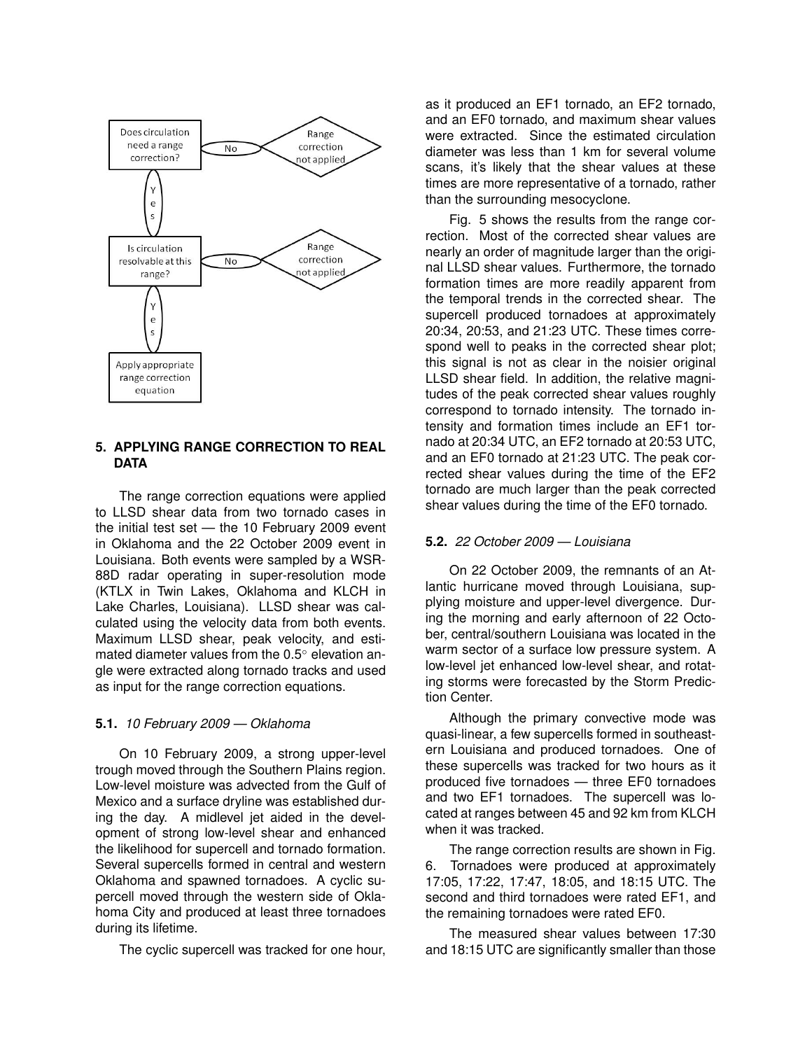Does circulation need a range correction? — No → Range correction not applied

Yes ↓

Is circulation resolvable at this range? — No → Range correction not applied

Yes ↓

Apply appropriate range correction equation

## 5. APPLYING RANGE CORRECTION TO REAL DATA

The range correction equations were applied to LLSD shear data from two tornado cases in the initial test set — the 10 February 2009 event in Oklahoma and the 22 October 2009 event in Louisiana. Both events were sampled by a WSR-88D radar operating in super-resolution mode (KTLX in Twin Lakes, Oklahoma and KLCH in Lake Charles, Louisiana). LLSD shear was calculated using the velocity data from both events. Maximum LLSD shear, peak velocity, and estimated diameter values from the 0.5° elevation angle were extracted along tornado tracks and used as input for the range correction equations.

### 5.1. *10 February 2009 — Oklahoma*

On 10 February 2009, a strong upper-level trough moved through the Southern Plains region. Low-level moisture was advected from the Gulf of Mexico and a surface dryline was established during the day. A midlevel jet aided in the development of strong low-level shear and enhanced the likelihood for supercell and tornado formation. Several supercells formed in central and western Oklahoma and spawned tornadoes. A cyclic supercell moved through the western side of Oklahoma City and produced at least three tornadoes during its lifetime.

The cyclic supercell was tracked for one hour, as it produced an EF1 tornado, an EF2 tornado, and an EF0 tornado, and maximum shear values were extracted. Since the estimated circulation diameter was less than 1 km for several volume scans, it's likely that the shear values at these times are more representative of a tornado, rather than the surrounding mesocyclone.

Fig. 5 shows the results from the range correction. Most of the corrected shear values are nearly an order of magnitude larger than the original LLSD shear values. Furthermore, the tornado formation times are more readily apparent from the temporal trends in the corrected shear. The supercell produced tornadoes at approximately 20:34, 20:53, and 21:23 UTC. These times correspond well to peaks in the corrected shear plot; this signal is not as clear in the noisier original LLSD shear field. In addition, the relative magnitudes of the peak corrected shear values roughly correspond to tornado intensity. The tornado intensity and formation times include an EF1 tornado at 20:34 UTC, an EF2 tornado at 20:53 UTC, and an EF0 tornado at 21:23 UTC. The peak corrected shear values during the time of the EF2 tornado are much larger than the peak corrected shear values during the time of the EF0 tornado.

### 5.2. *22 October 2009 — Louisiana*

On 22 October 2009, the remnants of an Atlantic hurricane moved through Louisiana, supplying moisture and upper-level divergence. During the morning and early afternoon of 22 October, central/southern Louisiana was located in the warm sector of a surface low pressure system. A low-level jet enhanced low-level shear, and rotating storms were forecasted by the Storm Prediction Center.

Although the primary convective mode was quasi-linear, a few supercells formed in southeastern Louisiana and produced tornadoes. One of these supercells was tracked for two hours as it produced five tornadoes — three EF0 tornadoes and two EF1 tornadoes. The supercell was located at ranges between 45 and 92 km from KLCH when it was tracked.

The range correction results are shown in Fig. 6. Tornadoes were produced at approximately 17:05, 17:22, 17:47, 18:05, and 18:15 UTC. The second and third tornadoes were rated EF1, and the remaining tornadoes were rated EF0.

The measured shear values between 17:30 and 18:15 UTC are significantly smaller than those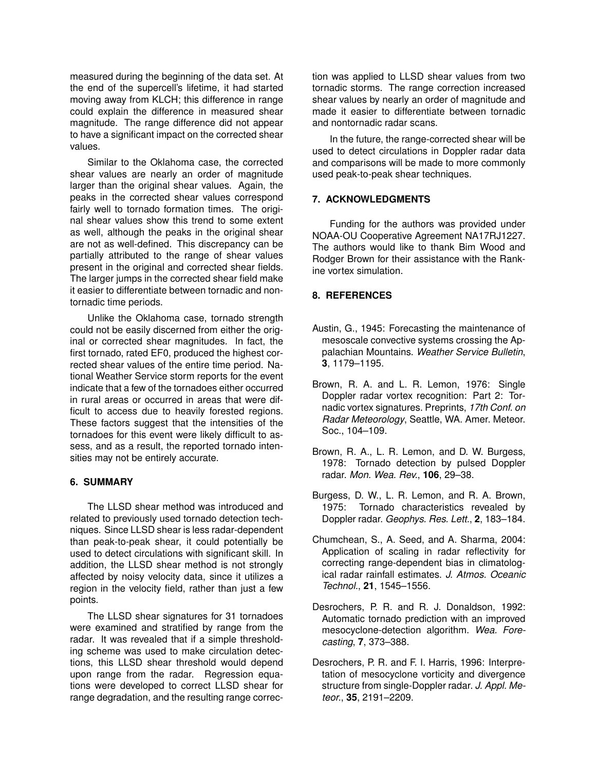measured during the beginning of the data set. At the end of the supercell's lifetime, it had started moving away from KLCH; this difference in range could explain the difference in measured shear magnitude. The range difference did not appear to have a significant impact on the corrected shear values.

Similar to the Oklahoma case, the corrected shear values are nearly an order of magnitude larger than the original shear values. Again, the peaks in the corrected shear values correspond fairly well to tornado formation times. The original shear values show this trend to some extent as well, although the peaks in the original shear are not as well-defined. This discrepancy can be partially attributed to the range of shear values present in the original and corrected shear fields. The larger jumps in the corrected shear field make it easier to differentiate between tornadic and nontornadic time periods.

Unlike the Oklahoma case, tornado strength could not be easily discerned from either the original or corrected shear magnitudes. In fact, the first tornado, rated EF0, produced the highest corrected shear values of the entire time period. National Weather Service storm reports for the event indicate that a few of the tornadoes either occurred in rural areas or occurred in areas that were difficult to access due to heavily forested regions. These factors suggest that the intensities of the tornadoes for this event were likely difficult to assess, and as a result, the reported tornado intensities may not be entirely accurate.

## 6. SUMMARY

The LLSD shear method was introduced and related to previously used tornado detection techniques. Since LLSD shear is less radar-dependent than peak-to-peak shear, it could potentially be used to detect circulations with significant skill. In addition, the LLSD shear method is not strongly affected by noisy velocity data, since it utilizes a region in the velocity field, rather than just a few points.

The LLSD shear signatures for 31 tornadoes were examined and stratified by range from the radar. It was revealed that if a simple thresholding scheme was used to make circulation detections, this LLSD shear threshold would depend upon range from the radar. Regression equations were developed to correct LLSD shear for range degradation, and the resulting range correction was applied to LLSD shear values from two tornadic storms. The range correction increased shear values by nearly an order of magnitude and made it easier to differentiate between tornadic and nontornadic radar scans.

In the future, the range-corrected shear will be used to detect circulations in Doppler radar data and comparisons will be made to more commonly used peak-to-peak shear techniques.

## 7. ACKNOWLEDGMENTS

Funding for the authors was provided under NOAA-OU Cooperative Agreement NA17RJ1227. The authors would like to thank Bim Wood and Rodger Brown for their assistance with the Rankine vortex simulation.

## 8. REFERENCES

Austin, G., 1945: Forecasting the maintenance of mesoscale convective systems crossing the Appalachian Mountains. *Weather Service Bulletin*, **3**, 1179–1195.

Brown, R. A. and L. R. Lemon, 1976: Single Doppler radar vortex recognition: Part 2: Tornadic vortex signatures. Preprints, *17th Conf. on Radar Meteorology*, Seattle, WA. Amer. Meteor. Soc., 104–109.

Brown, R. A., L. R. Lemon, and D. W. Burgess, 1978: Tornado detection by pulsed Doppler radar. *Mon. Wea. Rev.*, **106**, 29–38.

Burgess, D. W., L. R. Lemon, and R. A. Brown, 1975: Tornado characteristics revealed by Doppler radar. *Geophys. Res. Lett.*, **2**, 183–184.

Chumchean, S., A. Seed, and A. Sharma, 2004: Application of scaling in radar reflectivity for correcting range-dependent bias in climatological radar rainfall estimates. *J. Atmos. Oceanic Technol.*, **21**, 1545–1556.

Desrochers, P. R. and R. J. Donaldson, 1992: Automatic tornado prediction with an improved mesocyclone-detection algorithm. *Wea. Forecasting*, **7**, 373–388.

Desrochers, P. R. and F. I. Harris, 1996: Interpretation of mesocyclone vorticity and divergence structure from single-Doppler radar. *J. Appl. Meteor.*, **35**, 2191–2209.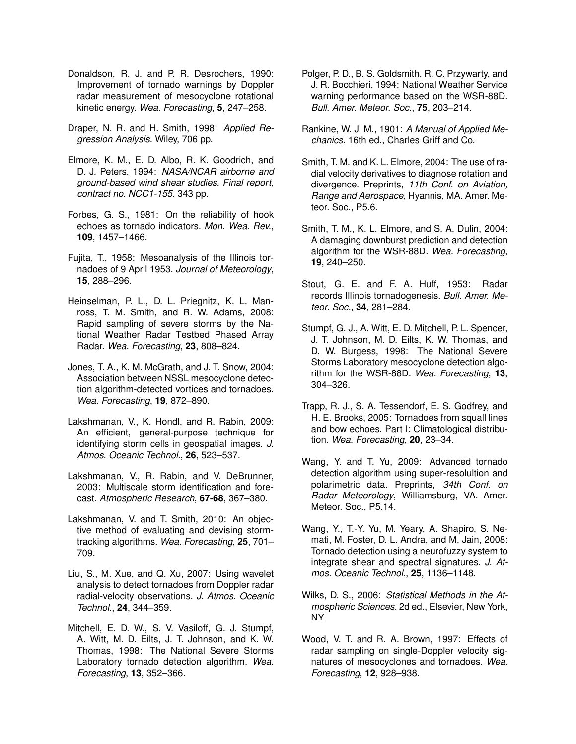Donaldson, R. J. and P. R. Desrochers, 1990: Improvement of tornado warnings by Doppler radar measurement of mesocyclone rotational kinetic energy. *Wea. Forecasting*, **5**, 247–258.

Draper, N. R. and H. Smith, 1998: *Applied Regression Analysis*. Wiley, 706 pp.

Elmore, K. M., E. D. Albo, R. K. Goodrich, and D. J. Peters, 1994: *NASA/NCAR airborne and ground-based wind shear studies. Final report, contract no. NCC1-155*. 343 pp.

Forbes, G. S., 1981: On the reliability of hook echoes as tornado indicators. *Mon. Wea. Rev.*, **109**, 1457–1466.

Fujita, T., 1958: Mesoanalysis of the Illinois tornadoes of 9 April 1953. *Journal of Meteorology*, **15**, 288–296.

Heinselman, P. L., D. L. Priegnitz, K. L. Manross, T. M. Smith, and R. W. Adams, 2008: Rapid sampling of severe storms by the National Weather Radar Testbed Phased Array Radar. *Wea. Forecasting*, **23**, 808–824.

Jones, T. A., K. M. McGrath, and J. T. Snow, 2004: Association between NSSL mesocyclone detection algorithm-detected vortices and tornadoes. *Wea. Forecasting*, **19**, 872–890.

Lakshmanan, V., K. Hondl, and R. Rabin, 2009: An efficient, general-purpose technique for identifying storm cells in geospatial images. *J. Atmos. Oceanic Technol.*, **26**, 523–537.

Lakshmanan, V., R. Rabin, and V. DeBrunner, 2003: Multiscale storm identification and forecast. *Atmospheric Research*, **67-68**, 367–380.

Lakshmanan, V. and T. Smith, 2010: An objective method of evaluating and devising storm-tracking algorithms. *Wea. Forecasting*, **25**, 701–709.

Liu, S., M. Xue, and Q. Xu, 2007: Using wavelet analysis to detect tornadoes from Doppler radar radial-velocity observations. *J. Atmos. Oceanic Technol.*, **24**, 344–359.

Mitchell, E. D. W., S. V. Vasiloff, G. J. Stumpf, A. Witt, M. D. Eilts, J. T. Johnson, and K. W. Thomas, 1998: The National Severe Storms Laboratory tornado detection algorithm. *Wea. Forecasting*, **13**, 352–366.

Polger, P. D., B. S. Goldsmith, R. C. Przywarty, and J. R. Bocchieri, 1994: National Weather Service warning performance based on the WSR-88D. *Bull. Amer. Meteor. Soc.*, **75**, 203–214.

Rankine, W. J. M., 1901: *A Manual of Applied Mechanics*. 16th ed., Charles Griff and Co.

Smith, T. M. and K. L. Elmore, 2004: The use of radial velocity derivatives to diagnose rotation and divergence. Preprints, *11th Conf. on Aviation, Range and Aerospace*, Hyannis, MA. Amer. Meteor. Soc., P5.6.

Smith, T. M., K. L. Elmore, and S. A. Dulin, 2004: A damaging downburst prediction and detection algorithm for the WSR-88D. *Wea. Forecasting*, **19**, 240–250.

Stout, G. E. and F. A. Huff, 1953: Radar records Illinois tornadogenesis. *Bull. Amer. Meteor. Soc.*, **34**, 281–284.

Stumpf, G. J., A. Witt, E. D. Mitchell, P. L. Spencer, J. T. Johnson, M. D. Eilts, K. W. Thomas, and D. W. Burgess, 1998: The National Severe Storms Laboratory mesocyclone detection algorithm for the WSR-88D. *Wea. Forecasting*, **13**, 304–326.

Trapp, R. J., S. A. Tessendorf, E. S. Godfrey, and H. E. Brooks, 2005: Tornadoes from squall lines and bow echoes. Part I: Climatological distribution. *Wea. Forecasting*, **20**, 23–34.

Wang, Y. and T. Yu, 2009: Advanced tornado detection algorithm using super-resolultion and polarimetric data. Preprints, *34th Conf. on Radar Meteorology*, Williamsburg, VA. Amer. Meteor. Soc., P5.14.

Wang, Y., T.-Y. Yu, M. Yeary, A. Shapiro, S. Nemati, M. Foster, D. L. Andra, and M. Jain, 2008: Tornado detection using a neurofuzzy system to integrate shear and spectral signatures. *J. Atmos. Oceanic Technol.*, **25**, 1136–1148.

Wilks, D. S., 2006: *Statistical Methods in the Atmospheric Sciences*. 2d ed., Elsevier, New York, NY.

Wood, V. T. and R. A. Brown, 1997: Effects of radar sampling on single-Doppler velocity signatures of mesocyclones and tornadoes. *Wea. Forecasting*, **12**, 928–938.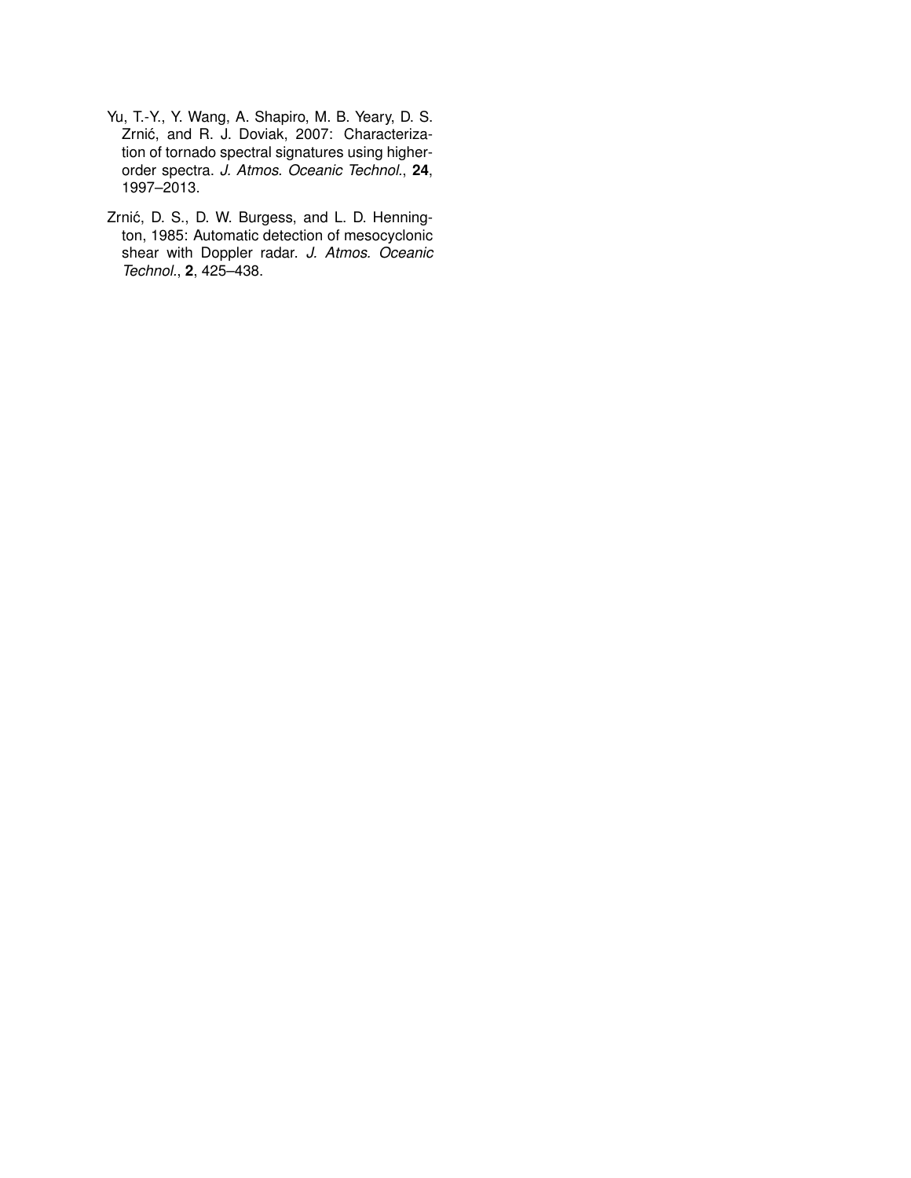Yu, T.-Y., Y. Wang, A. Shapiro, M. B. Yeary, D. S. Zrnić, and R. J. Doviak, 2007: Characterization of tornado spectral signatures using higher-order spectra. *J. Atmos. Oceanic Technol.*, **24**, 1997–2013.

Zrnić, D. S., D. W. Burgess, and L. D. Hennington, 1985: Automatic detection of mesocyclonic shear with Doppler radar. *J. Atmos. Oceanic Technol.*, **2**, 425–438.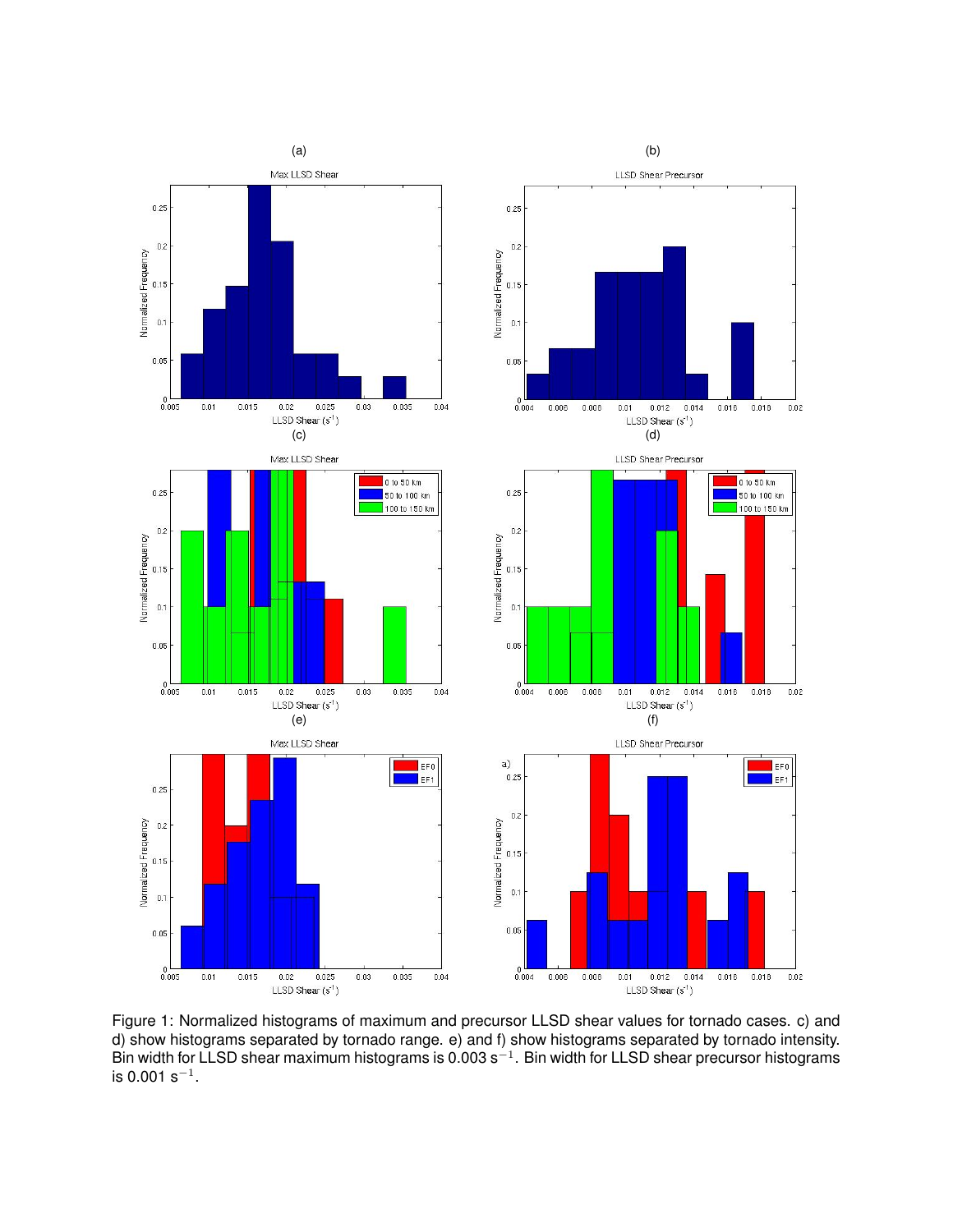Figure 1: Normalized histograms of maximum and precursor LLSD shear values for tornado cases. c) and d) show histograms separated by tornado range. e) and f) show histograms separated by tornado intensity. Bin width for LLSD shear maximum histograms is 0.003 $s^{-1}$. Bin width for LLSD shear precursor histograms is 0.001 $s^{-1}$.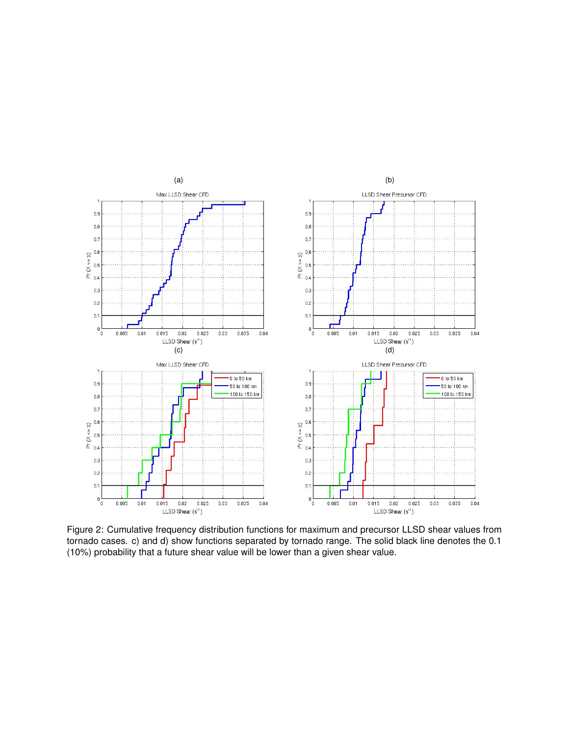Figure 2: Cumulative frequency distribution functions for maximum and precursor LLSD shear values from tornado cases. c) and d) show functions separated by tornado range. The solid black line denotes the 0.1 (10%) probability that a future shear value will be lower than a given shear value.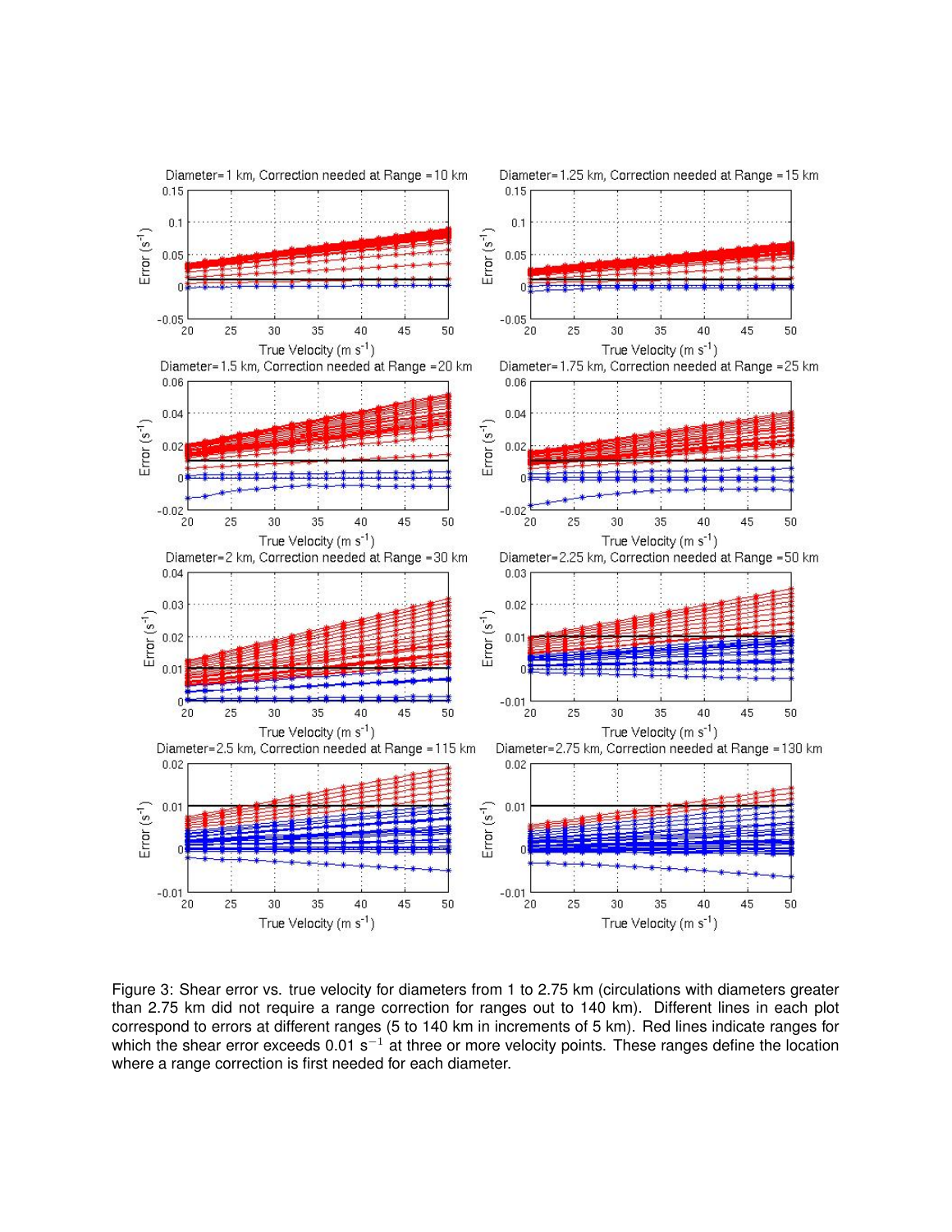Figure 3: Shear error vs. true velocity for diameters from 1 to 2.75 km (circulations with diameters greater than 2.75 km did not require a range correction for ranges out to 140 km). Different lines in each plot correspond to errors at different ranges (5 to 140 km in increments of 5 km). Red lines indicate ranges for which the shear error exceeds 0.01 $s^{-1}$ at three or more velocity points. These ranges define the location where a range correction is first needed for each diameter.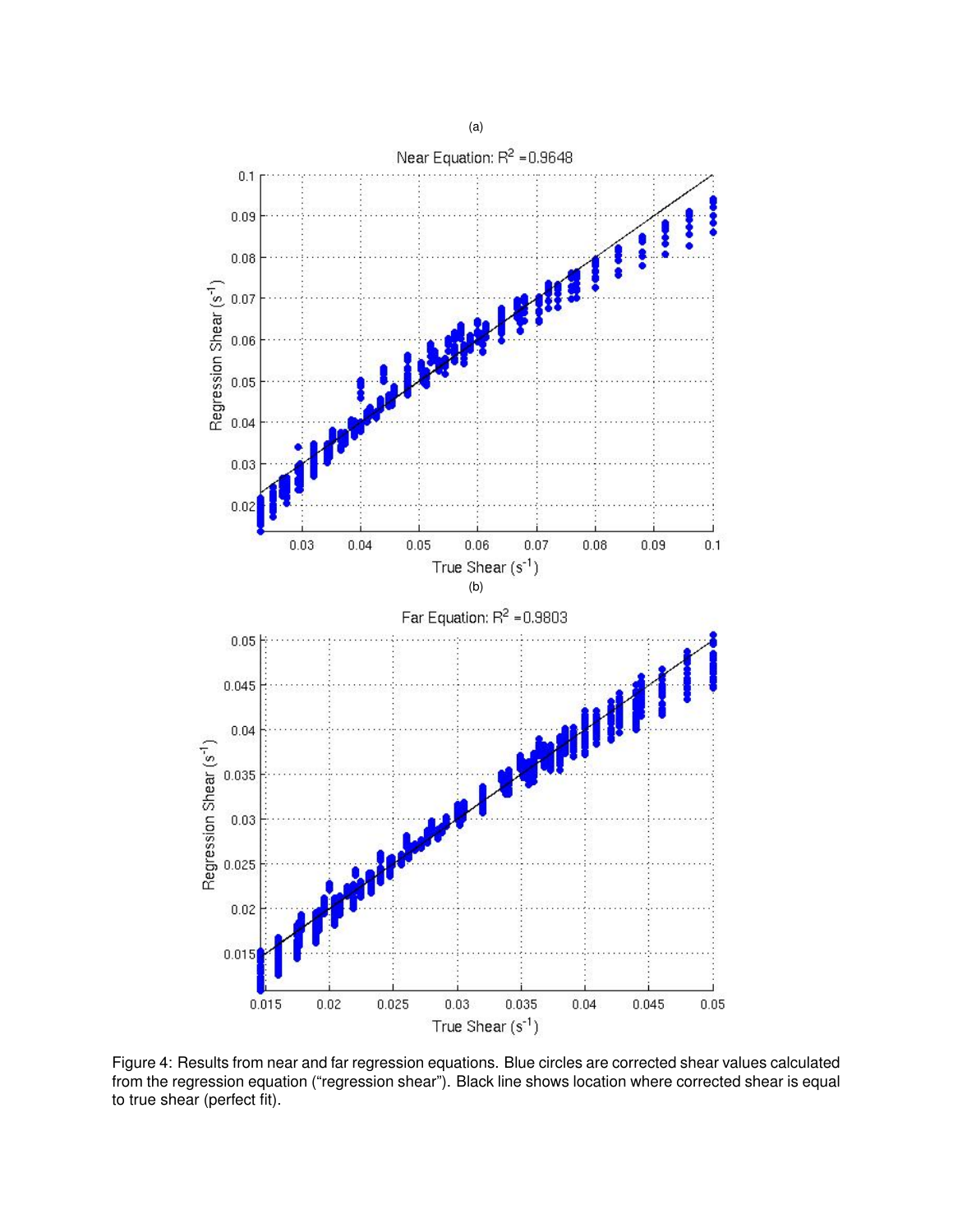Figure 4: Results from near and far regression equations. Blue circles are corrected shear values calculated from the regression equation ("regression shear"). Black line shows location where corrected shear is equal to true shear (perfect fit).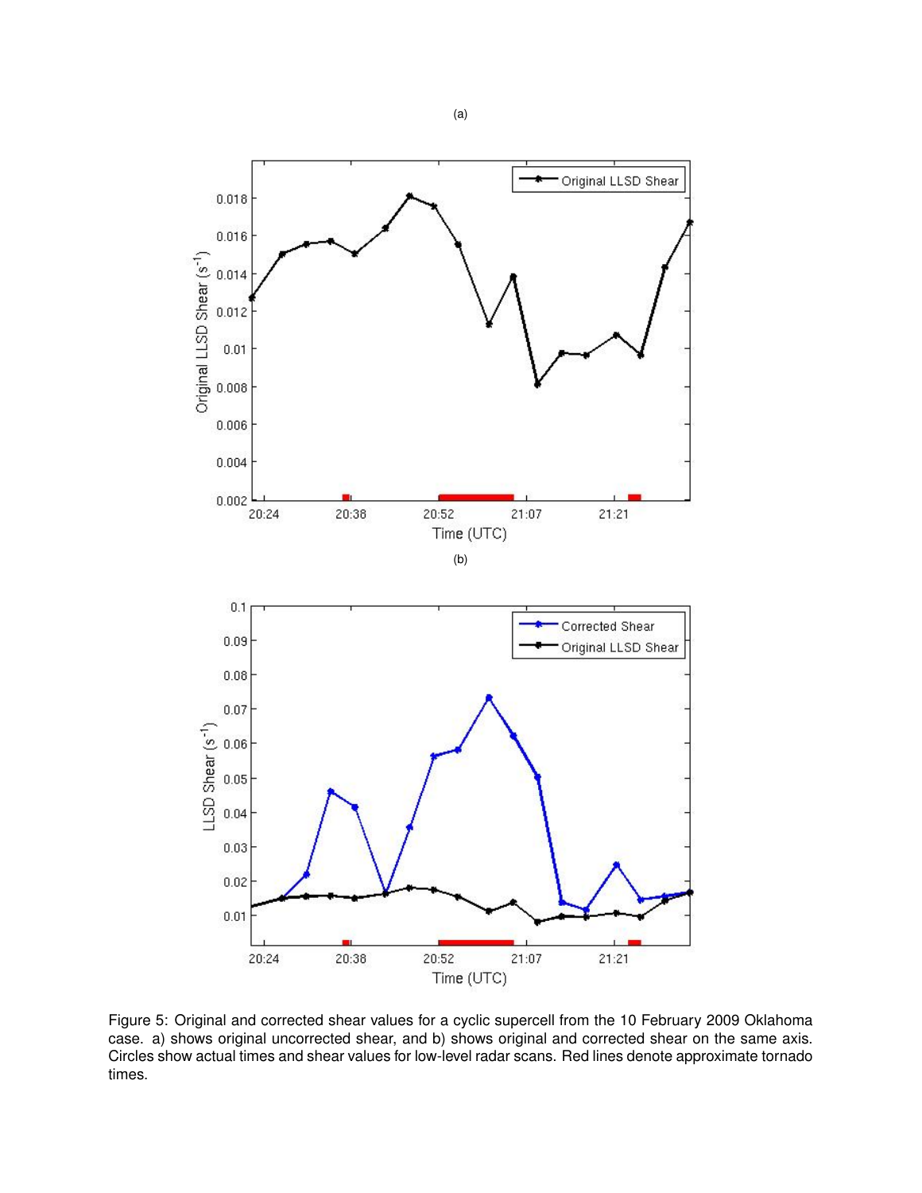(a)

(b)

Figure 5: Original and corrected shear values for a cyclic supercell from the 10 February 2009 Oklahoma case. a) shows original uncorrected shear, and b) shows original and corrected shear on the same axis. Circles show actual times and shear values for low-level radar scans. Red lines denote approximate tornado times.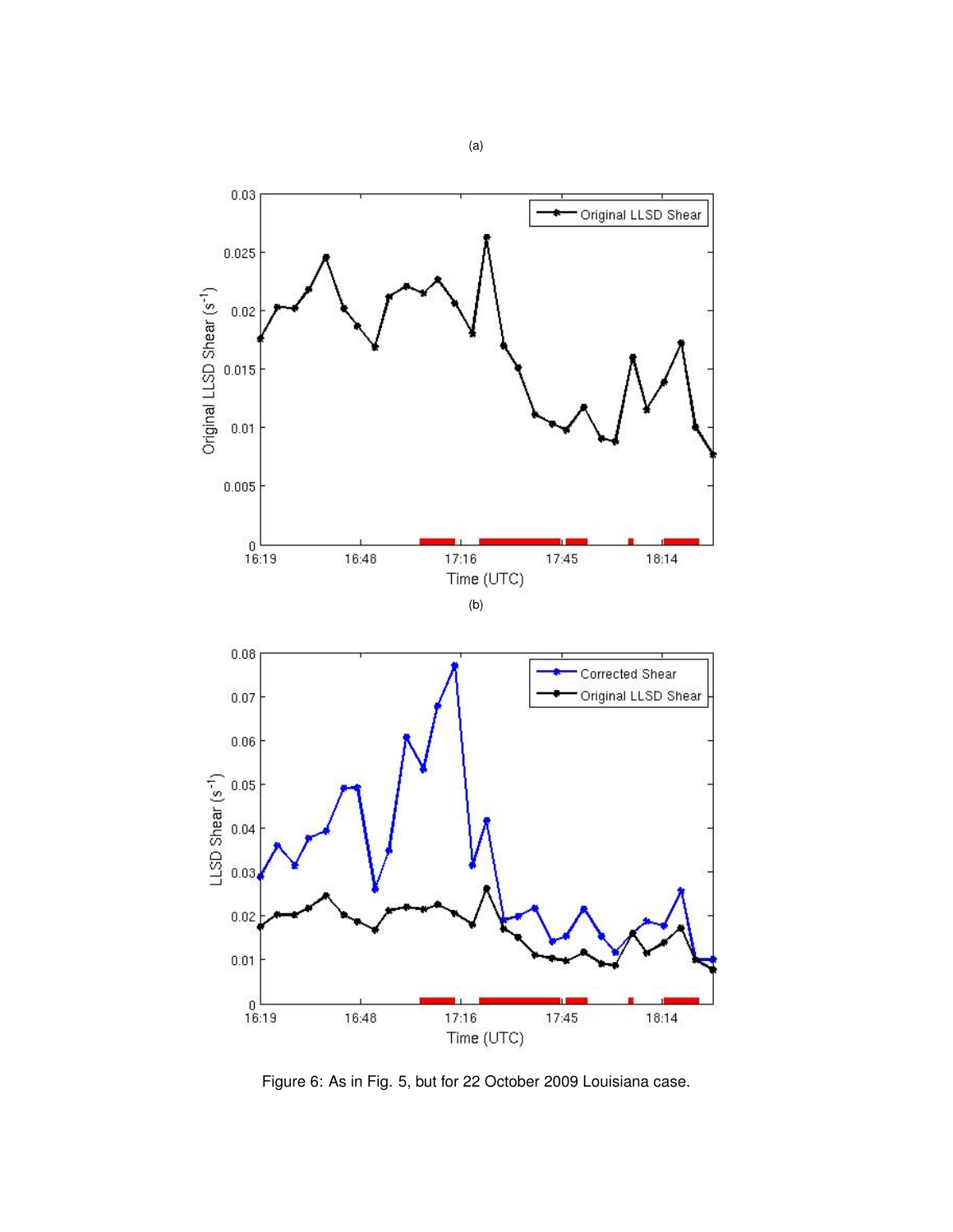Figure 6: As in Fig. 5, but for 22 October 2009 Louisiana case.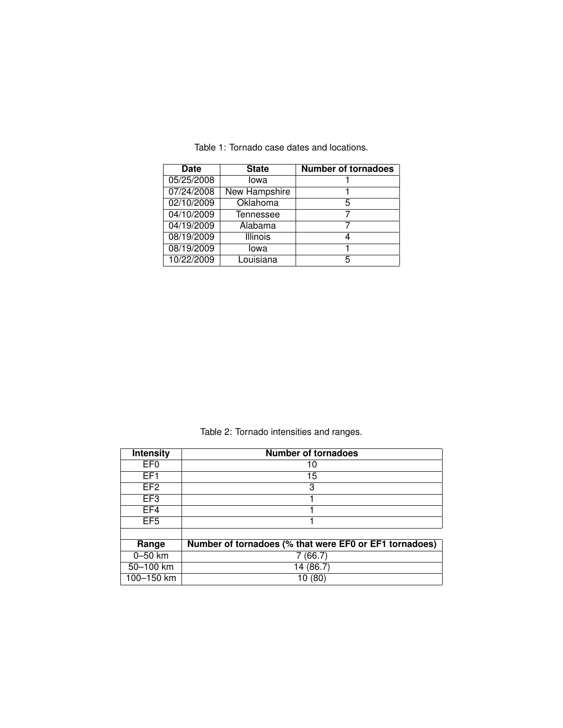Table 1: Tornado case dates and locations.

| Date | State | Number of tornadoes |
|---|---|---|
| 05/25/2008 | Iowa | 1 |
| 07/24/2008 | New Hampshire | 1 |
| 02/10/2009 | Oklahoma | 5 |
| 04/10/2009 | Tennessee | 7 |
| 04/19/2009 | Alabama | 7 |
| 08/19/2009 | Illinois | 4 |
| 08/19/2009 | Iowa | 1 |
| 10/22/2009 | Louisiana | 5 |

Table 2: Tornado intensities and ranges.

| Intensity | Number of tornadoes |
|---|---|
| EF0 | 10 |
| EF1 | 15 |
| EF2 | 3 |
| EF3 | 1 |
| EF4 | 1 |
| EF5 | 1 |
| | |
| **Range** | **Number of tornadoes (% that were EF0 or EF1 tornadoes)** |
| 0–50 km | 7 (66.7) |
| 50–100 km | 14 (86.7) |
| 100–150 km | 10 (80) |